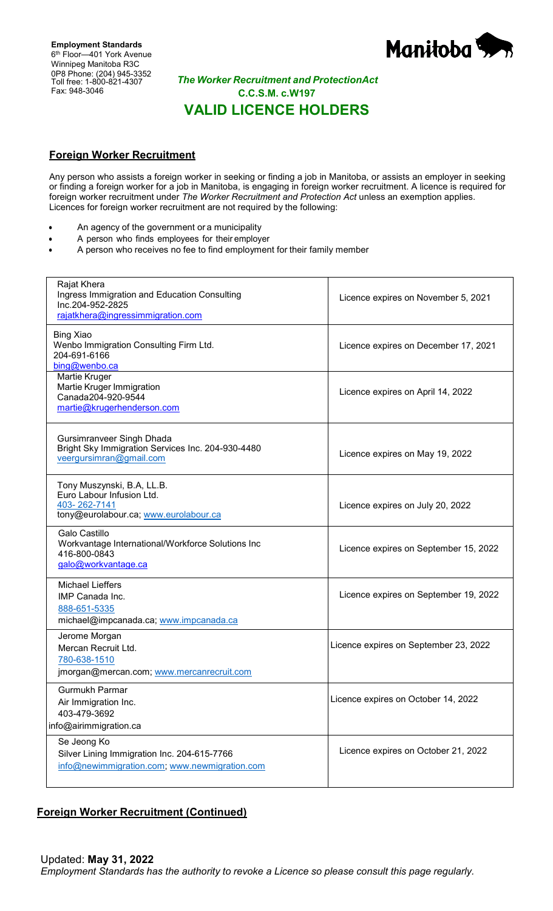**Employment Standards**
6th Floor—401 York Avenue
Winnipeg Manitoba R3C 0P8 Phone: (204) 945-3352
Toll free: 1-800-821-4307
Fax: 948-3046

Manitoba

*The Worker Recruitment and ProtectionAct*
**C.C.S.M. c.W197**

# VALID LICENCE HOLDERS

## Foreign Worker Recruitment

Any person who assists a foreign worker in seeking or finding a job in Manitoba, or assists an employer in seeking or finding a foreign worker for a job in Manitoba, is engaging in foreign worker recruitment. A licence is required for foreign worker recruitment under *The Worker Recruitment and Protection Act* unless an exemption applies. Licences for foreign worker recruitment are not required by the following:

- An agency of the government or a municipality
- A person who finds employees for their employer
- A person who receives no fee to find employment for their family member

| Licence Holder | Expiry |
|---|---|
| Rajat Khera<br>Ingress Immigration and Education Consulting Inc.204-952-2825<br>rajatkhera@ingressimmigration.com | Licence expires on November 5, 2021 |
| Bing Xiao<br>Wenbo Immigration Consulting Firm Ltd.<br>204-691-6166<br>bing@wenbo.ca | Licence expires on December 17, 2021 |
| Martie Kruger<br>Martie Kruger Immigration Canada204-920-9544<br>martie@krugerhenderson.com | Licence expires on April 14, 2022 |
| Gursimranveer Singh Dhada<br>Bright Sky Immigration Services Inc. 204-930-4480<br>veergursimran@gmail.com | Licence expires on May 19, 2022 |
| Tony Muszynski, B.A, LL.B.<br>Euro Labour Infusion Ltd.<br>403- 262-7141<br>tony@eurolabour.ca; www.eurolabour.ca | Licence expires on July 20, 2022 |
| Galo Castillo<br>Workvantage International/Workforce Solutions Inc<br>416-800-0843<br>galo@workvantage.ca | Licence expires on September 15, 2022 |
| Michael Lieffers<br>IMP Canada Inc.<br>888-651-5335<br>michael@impcanada.ca; www.impcanada.ca | Licence expires on September 19, 2022 |
| Jerome Morgan<br>Mercan Recruit Ltd.<br>780-638-1510<br>jmorgan@mercan.com; www.mercanrecruit.com | Licence expires on September 23, 2022 |
| Gurmukh Parmar<br>Air Immigration Inc.<br>403-479-3692<br>info@airimmigration.ca | Licence expires on October 14, 2022 |
| Se Jeong Ko<br>Silver Lining Immigration Inc. 204-615-7766<br>info@newimmigration.com; www.newmigration.com | Licence expires on October 21, 2022 |

## Foreign Worker Recruitment (Continued)

Updated: **May 31, 2022**
*Employment Standards has the authority to revoke a Licence so please consult this page regularly.*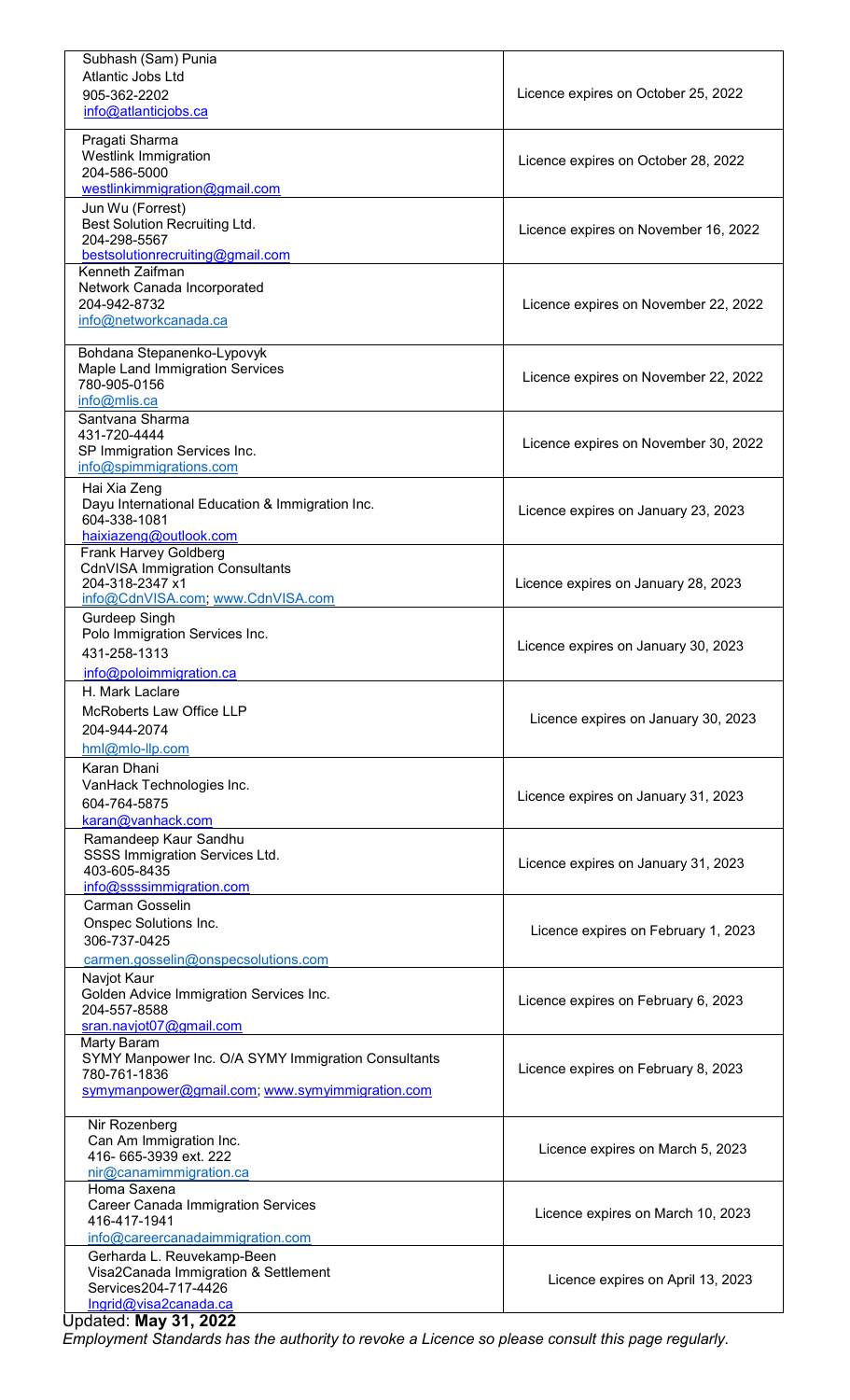| | |
|---|---|
| Subhash (Sam) Punia<br>Atlantic Jobs Ltd<br>905-362-2202<br>info@atlanticjobs.ca | Licence expires on October 25, 2022 |
| Pragati Sharma<br>Westlink Immigration<br>204-586-5000<br>westlinkimmigration@gmail.com | Licence expires on October 28, 2022 |
| Jun Wu (Forrest)<br>Best Solution Recruiting Ltd.<br>204-298-5567<br>bestsolutionrecruiting@gmail.com | Licence expires on November 16, 2022 |
| Kenneth Zaifman<br>Network Canada Incorporated<br>204-942-8732<br>info@networkcanada.ca | Licence expires on November 22, 2022 |
| Bohdana Stepanenko-Lypovyk<br>Maple Land Immigration Services<br>780-905-0156<br>info@mlis.ca | Licence expires on November 22, 2022 |
| Santvana Sharma<br>431-720-4444<br>SP Immigration Services Inc.<br>info@spimmigrations.com | Licence expires on November 30, 2022 |
| Hai Xia Zeng<br>Dayu International Education & Immigration Inc.<br>604-338-1081<br>haixiazeng@outlook.com | Licence expires on January 23, 2023 |
| Frank Harvey Goldberg<br>CdnVISA Immigration Consultants<br>204-318-2347 x1<br>info@CdnVISA.com; www.CdnVISA.com | Licence expires on January 28, 2023 |
| Gurdeep Singh<br>Polo Immigration Services Inc.<br>431-258-1313<br>info@poloimmigration.ca | Licence expires on January 30, 2023 |
| H. Mark Laclare<br>McRoberts Law Office LLP<br>204-944-2074<br>hml@mlo-llp.com | Licence expires on January 30, 2023 |
| Karan Dhani<br>VanHack Technologies Inc.<br>604-764-5875<br>karan@vanhack.com | Licence expires on January 31, 2023 |
| Ramandeep Kaur Sandhu<br>SSSS Immigration Services Ltd.<br>403-605-8435<br>info@ssssimmigration.com | Licence expires on January 31, 2023 |
| Carman Gosselin<br>Onspec Solutions Inc.<br>306-737-0425<br>carmen.gosselin@onspecsolutions.com | Licence expires on February 1, 2023 |
| Navjot Kaur<br>Golden Advice Immigration Services Inc.<br>204-557-8588<br>sran.navjot07@gmail.com | Licence expires on February 6, 2023 |
| Marty Baram<br>SYMY Manpower Inc. O/A SYMY Immigration Consultants<br>780-761-1836<br>symymanpower@gmail.com; www.symyimmigration.com | Licence expires on February 8, 2023 |
| Nir Rozenberg<br>Can Am Immigration Inc.<br>416- 665-3939 ext. 222<br>nir@canamimmigration.ca | Licence expires on March 5, 2023 |
| Homa Saxena<br>Career Canada Immigration Services<br>416-417-1941<br>info@careercanadaimmigration.com | Licence expires on March 10, 2023 |
| Gerharda L. Reuvekamp-Been<br>Visa2Canada Immigration & Settlement<br>Services204-717-4426<br>Ingrid@visa2canada.ca | Licence expires on April 13, 2023 |

Updated: **May 31, 2022**

*Employment Standards has the authority to revoke a Licence so please consult this page regularly.*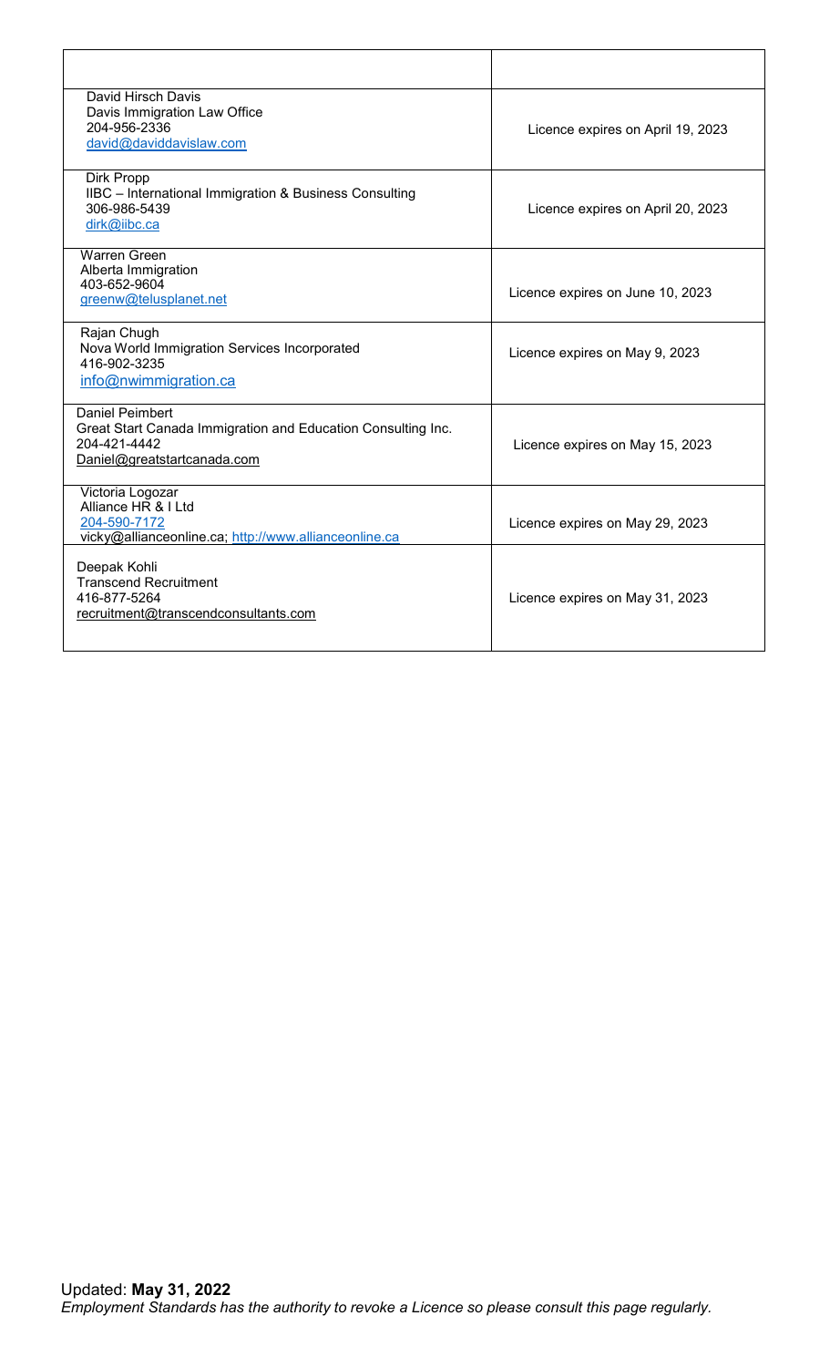| | |
|---|---|
| David Hirsch Davis<br>Davis Immigration Law Office<br>204-956-2336<br>david@daviddavislaw.com | Licence expires on April 19, 2023 |
| Dirk Propp<br>IIBC – International Immigration & Business Consulting<br>306-986-5439<br>dirk@iibc.ca | Licence expires on April 20, 2023 |
| Warren Green<br>Alberta Immigration<br>403-652-9604<br>greenw@telusplanet.net | Licence expires on June 10, 2023 |
| Rajan Chugh<br>Nova World Immigration Services Incorporated<br>416-902-3235<br>info@nwimmigration.ca | Licence expires on May 9, 2023 |
| Daniel Peimbert<br>Great Start Canada Immigration and Education Consulting Inc.<br>204-421-4442<br>Daniel@greatstartcanada.com | Licence expires on May 15, 2023 |
| Victoria Logozar<br>Alliance HR & I Ltd<br>204-590-7172<br>vicky@allianceonline.ca; http://www.allianceonline.ca | Licence expires on May 29, 2023 |
| Deepak Kohli<br>Transcend Recruitment<br>416-877-5264<br>recruitment@transcendconsultants.com | Licence expires on May 31, 2023 |

Updated: **May 31, 2022**
*Employment Standards has the authority to revoke a Licence so please consult this page regularly.*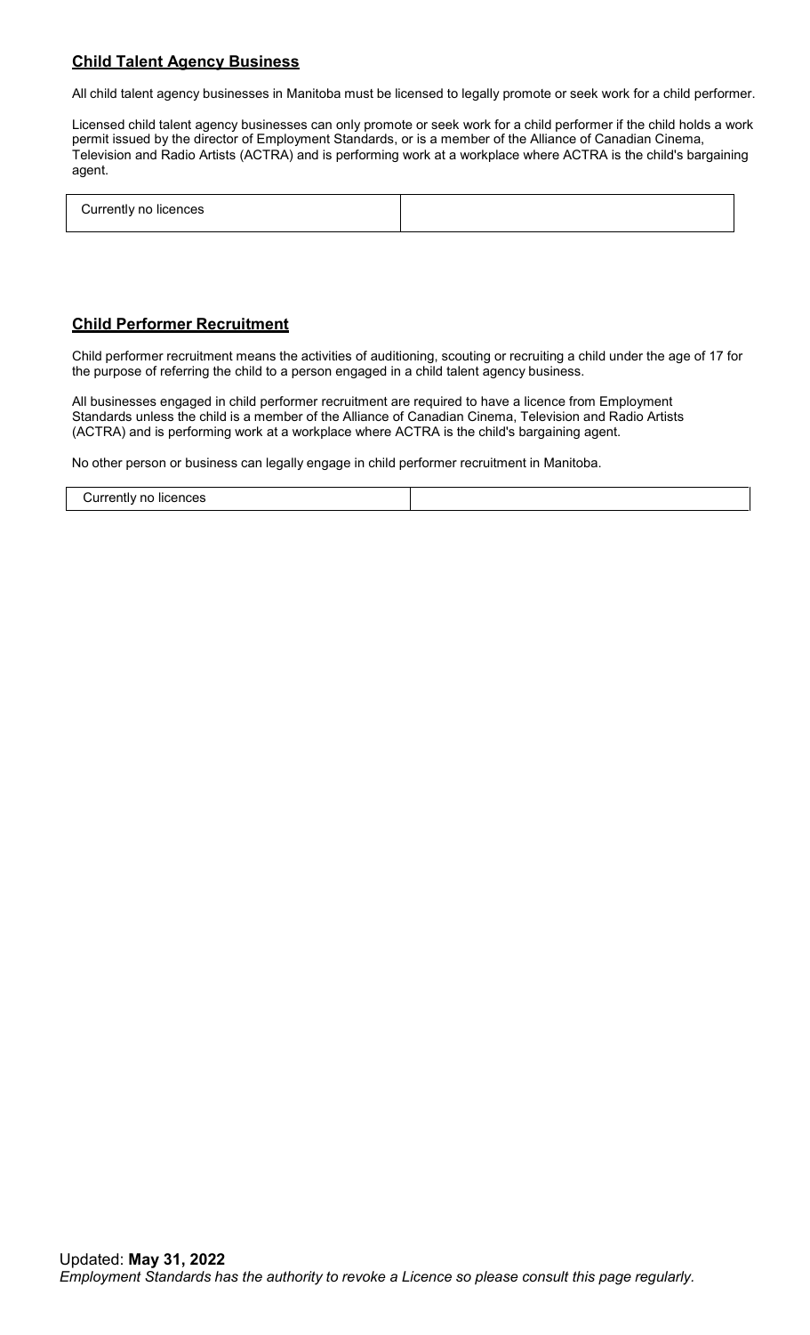## **Child Talent Agency Business**

All child talent agency businesses in Manitoba must be licensed to legally promote or seek work for a child performer.

Licensed child talent agency businesses can only promote or seek work for a child performer if the child holds a work permit issued by the director of Employment Standards, or is a member of the Alliance of Canadian Cinema, Television and Radio Artists (ACTRA) and is performing work at a workplace where ACTRA is the child's bargaining agent.

| | |
|---|---|
| Currently no licences | |

## **Child Performer Recruitment**

Child performer recruitment means the activities of auditioning, scouting or recruiting a child under the age of 17 for the purpose of referring the child to a person engaged in a child talent agency business.

All businesses engaged in child performer recruitment are required to have a licence from Employment Standards unless the child is a member of the Alliance of Canadian Cinema, Television and Radio Artists (ACTRA) and is performing work at a workplace where ACTRA is the child's bargaining agent.

No other person or business can legally engage in child performer recruitment in Manitoba.

| | |
|---|---|
| Currently no licences | |

Updated: **May 31, 2022**

*Employment Standards has the authority to revoke a Licence so please consult this page regularly.*